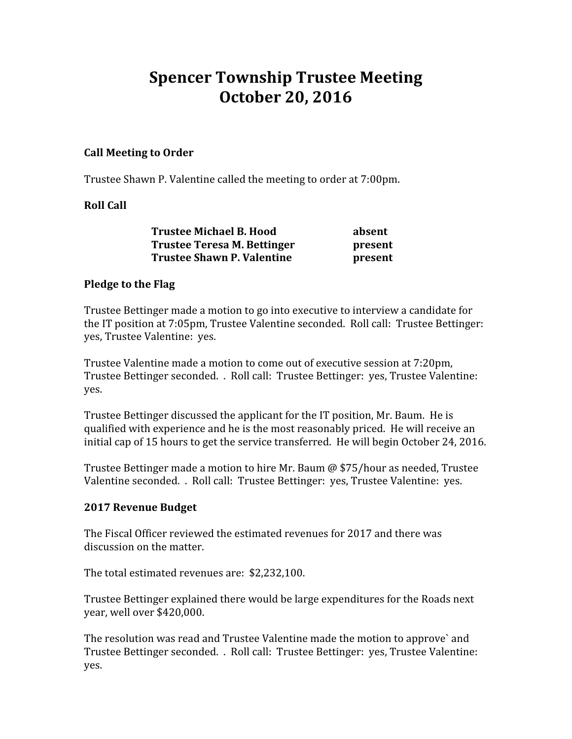# Spencer Township Trustee Meeting
# October 20, 2016

**Call Meeting to Order**

Trustee Shawn P. Valentine called the meeting to order at 7:00pm.

**Roll Call**

| | |
|---|---|
| **Trustee Michael B. Hood** | **absent** |
| **Trustee Teresa M. Bettinger** | **present** |
| **Trustee Shawn P. Valentine** | **present** |

**Pledge to the Flag**

Trustee Bettinger made a motion to go into executive to interview a candidate for the IT position at 7:05pm, Trustee Valentine seconded. Roll call: Trustee Bettinger: yes, Trustee Valentine: yes.

Trustee Valentine made a motion to come out of executive session at 7:20pm, Trustee Bettinger seconded. . Roll call: Trustee Bettinger: yes, Trustee Valentine: yes.

Trustee Bettinger discussed the applicant for the IT position, Mr. Baum. He is qualified with experience and he is the most reasonably priced. He will receive an initial cap of 15 hours to get the service transferred. He will begin October 24, 2016.

Trustee Bettinger made a motion to hire Mr. Baum @ $75/hour as needed, Trustee Valentine seconded. . Roll call: Trustee Bettinger: yes, Trustee Valentine: yes.

**2017 Revenue Budget**

The Fiscal Officer reviewed the estimated revenues for 2017 and there was discussion on the matter.

The total estimated revenues are: $2,232,100.

Trustee Bettinger explained there would be large expenditures for the Roads next year, well over $420,000.

The resolution was read and Trustee Valentine made the motion to approve` and Trustee Bettinger seconded. . Roll call: Trustee Bettinger: yes, Trustee Valentine: yes.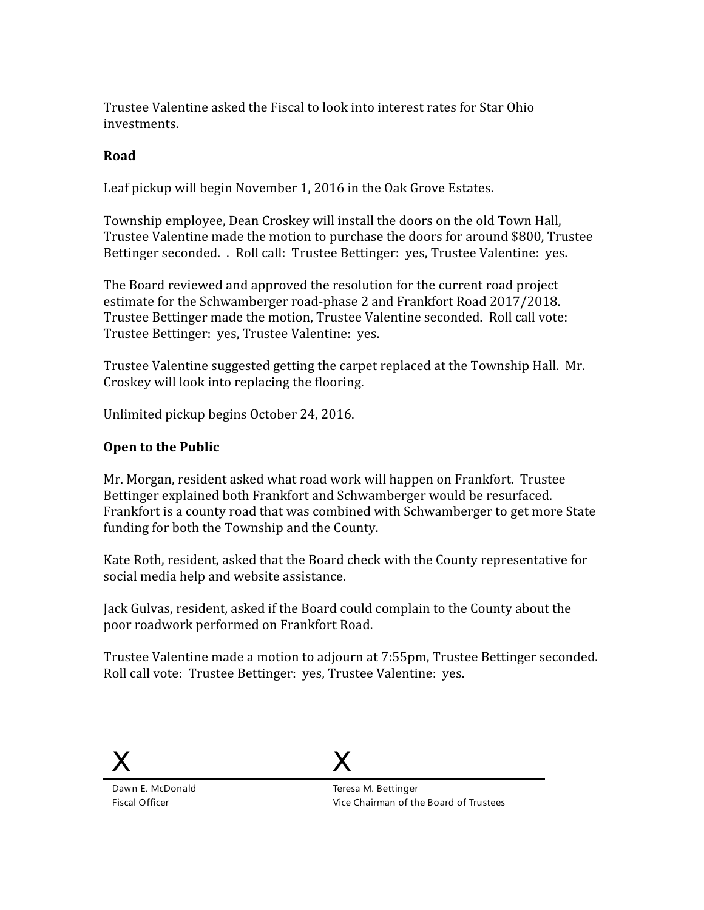Trustee Valentine asked the Fiscal to look into interest rates for Star Ohio investments.

**Road**

Leaf pickup will begin November 1, 2016 in the Oak Grove Estates.

Township employee, Dean Croskey will install the doors on the old Town Hall, Trustee Valentine made the motion to purchase the doors for around $800, Trustee Bettinger seconded. . Roll call: Trustee Bettinger: yes, Trustee Valentine: yes.

The Board reviewed and approved the resolution for the current road project estimate for the Schwamberger road-phase 2 and Frankfort Road 2017/2018. Trustee Bettinger made the motion, Trustee Valentine seconded. Roll call vote: Trustee Bettinger: yes, Trustee Valentine: yes.

Trustee Valentine suggested getting the carpet replaced at the Township Hall. Mr. Croskey will look into replacing the flooring.

Unlimited pickup begins October 24, 2016.

**Open to the Public**

Mr. Morgan, resident asked what road work will happen on Frankfort. Trustee Bettinger explained both Frankfort and Schwamberger would be resurfaced. Frankfort is a county road that was combined with Schwamberger to get more State funding for both the Township and the County.

Kate Roth, resident, asked that the Board check with the County representative for social media help and website assistance.

Jack Gulvas, resident, asked if the Board could complain to the County about the poor roadwork performed on Frankfort Road.

Trustee Valentine made a motion to adjourn at 7:55pm, Trustee Bettinger seconded. Roll call vote: Trustee Bettinger: yes, Trustee Valentine: yes.

X

Dawn E. McDonald
Fiscal Officer

X

Teresa M. Bettinger
Vice Chairman of the Board of Trustees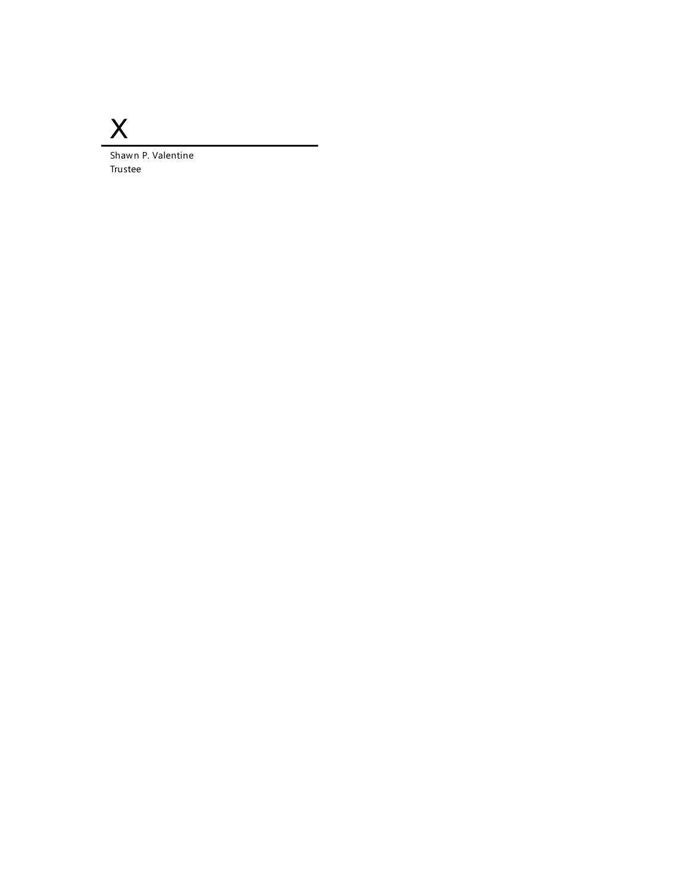X

---

Shawn P. Valentine
Trustee